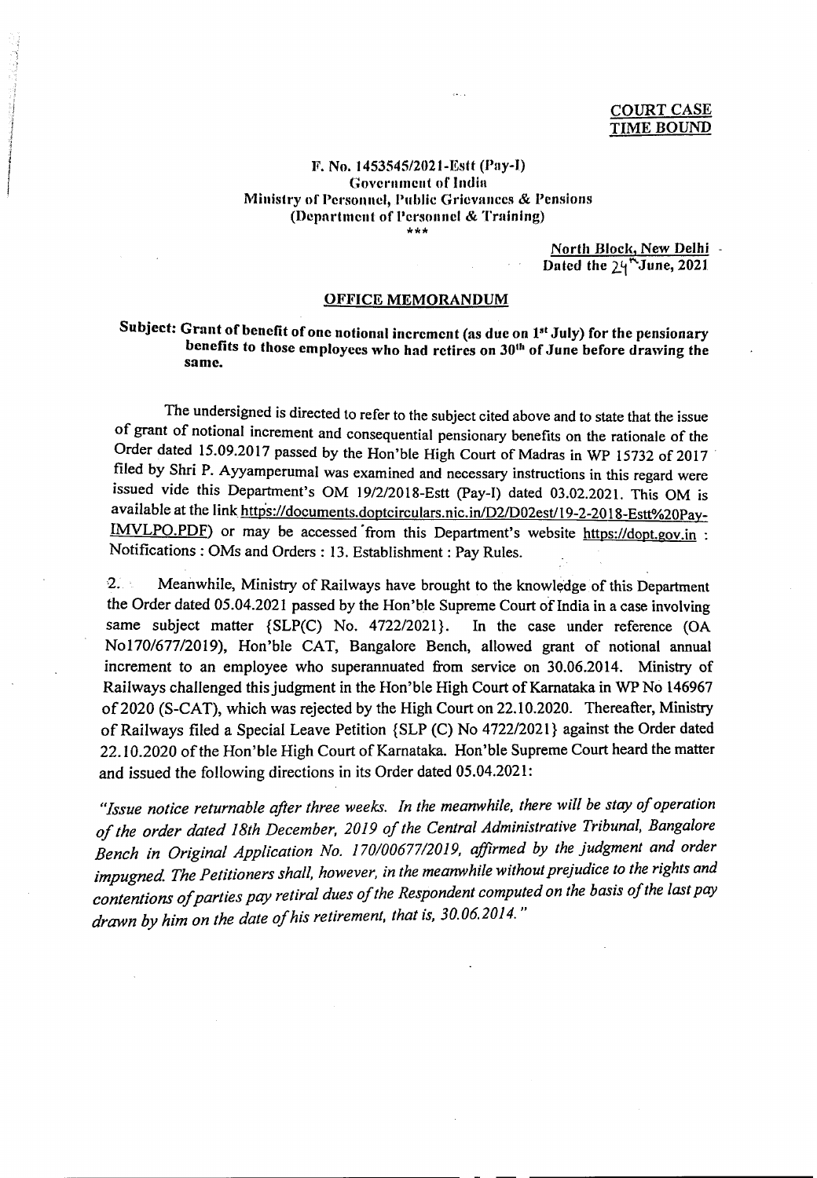**COURT CASE**
**TIME BOUND**

**F. No. 1453545/2021-Estt (Pay-I)**
**Government of India**
**Ministry of Personnel, Public Grievances & Pensions**
**(Department of Personnel & Training)**

\*\*\*

North Block, New Delhi
Dated the 24th June, 2021

## OFFICE MEMORANDUM

**Subject: Grant of benefit of one notional increment (as due on 1st July) for the pensionary benefits to those employees who had retires on 30th of June before drawing the same.**

The undersigned is directed to refer to the subject cited above and to state that the issue of grant of notional increment and consequential pensionary benefits on the rationale of the Order dated 15.09.2017 passed by the Hon'ble High Court of Madras in WP 15732 of 2017 filed by Shri P. Ayyamperumal was examined and necessary instructions in this regard were issued vide this Department's OM 19/2/2018-Estt (Pay-I) dated 03.02.2021. This OM is available at the link https://documents.doptcirculars.nic.in/D2/D02est/19-2-2018-Estt%20Pay-IMVLPO.PDF) or may be accessed from this Department's website https://dopt.gov.in : Notifications : OMs and Orders : 13. Establishment : Pay Rules.

2. Meanwhile, Ministry of Railways have brought to the knowledge of this Department the Order dated 05.04.2021 passed by the Hon'ble Supreme Court of India in a case involving same subject matter {SLP(C) No. 4722/2021}. In the case under reference (OA No170/677/2019), Hon'ble CAT, Bangalore Bench, allowed grant of notional annual increment to an employee who superannuated from service on 30.06.2014. Ministry of Railways challenged this judgment in the Hon'ble High Court of Karnataka in WP No 146967 of 2020 (S-CAT), which was rejected by the High Court on 22.10.2020. Thereafter, Ministry of Railways filed a Special Leave Petition {SLP (C) No 4722/2021} against the Order dated 22.10.2020 of the Hon'ble High Court of Karnataka. Hon'ble Supreme Court heard the matter and issued the following directions in its Order dated 05.04.2021:

*"Issue notice returnable after three weeks. In the meanwhile, there will be stay of operation of the order dated 18th December, 2019 of the Central Administrative Tribunal, Bangalore Bench in Original Application No. 170/00677/2019, affirmed by the judgment and order impugned. The Petitioners shall, however, in the meanwhile without prejudice to the rights and contentions of parties pay retiral dues of the Respondent computed on the basis of the last pay drawn by him on the date of his retirement, that is, 30.06.2014."*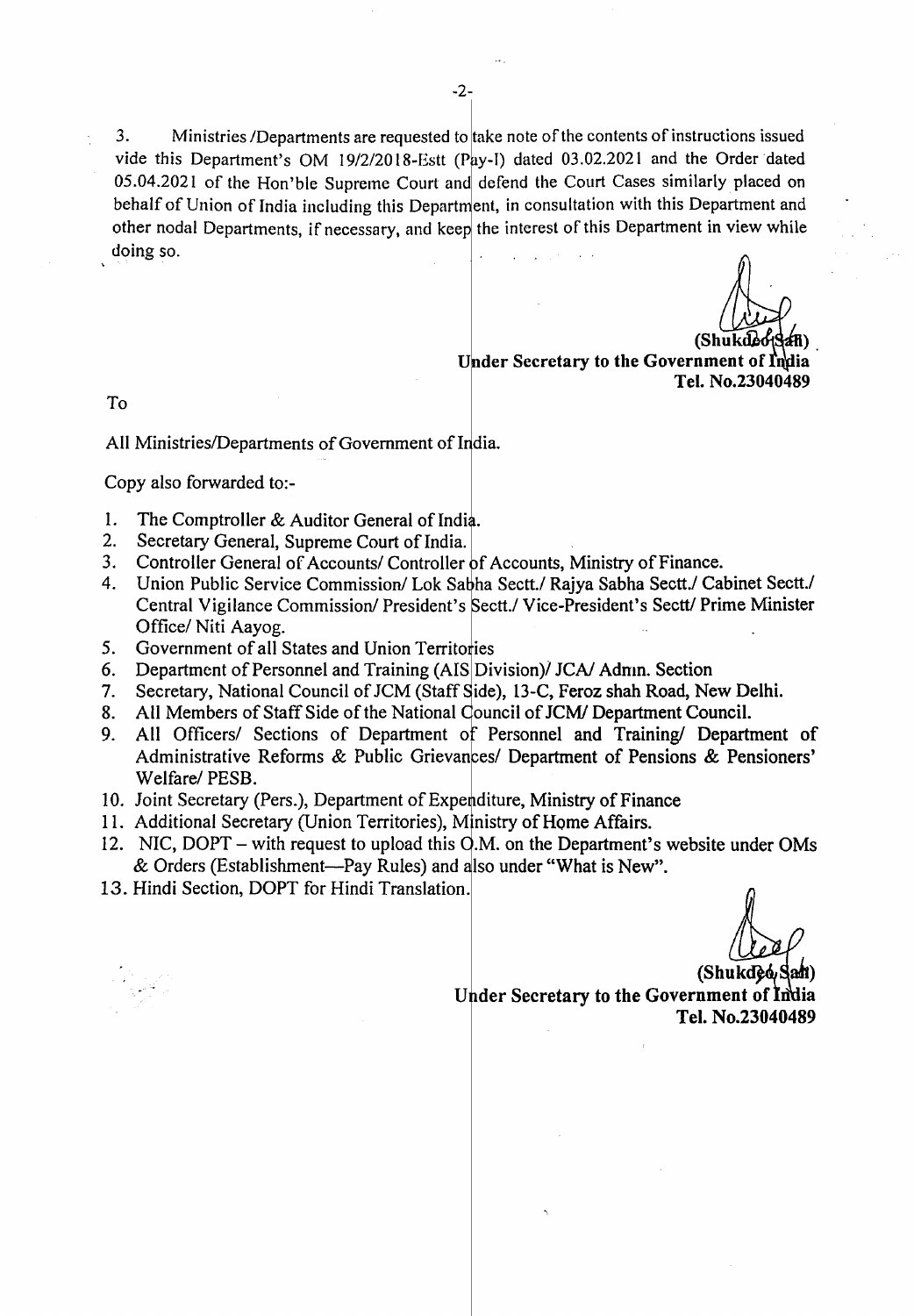3. Ministries /Departments are requested to take note of the contents of instructions issued vide this Department's OM 19/2/2018-Estt (Pay-I) dated 03.02.2021 and the Order dated 05.04.2021 of the Hon'ble Supreme Court and defend the Court Cases similarly placed on behalf of Union of India including this Department, in consultation with this Department and other nodal Departments, if necessary, and keep the interest of this Department in view while doing so.

(Shukdeo Sah)
**Under Secretary to the Government of India**
**Tel. No.23040489**

To

All Ministries/Departments of Government of India.

Copy also forwarded to:-

1. The Comptroller & Auditor General of India.
2. Secretary General, Supreme Court of India.
3. Controller General of Accounts/ Controller of Accounts, Ministry of Finance.
4. Union Public Service Commission/ Lok Sabha Sectt./ Rajya Sabha Sectt./ Cabinet Sectt./ Central Vigilance Commission/ President's Sectt./ Vice-President's Sectt/ Prime Minister Office/ Niti Aayog.
5. Government of all States and Union Territories
6. Department of Personnel and Training (AIS Division)/ JCA/ Admn. Section
7. Secretary, National Council of JCM (Staff Side), 13-C, Feroz shah Road, New Delhi.
8. All Members of Staff Side of the National Council of JCM/ Department Council.
9. All Officers/ Sections of Department of Personnel and Training/ Department of Administrative Reforms & Public Grievances/ Department of Pensions & Pensioners' Welfare/ PESB.
10. Joint Secretary (Pers.), Department of Expenditure, Ministry of Finance
11. Additional Secretary (Union Territories), Ministry of Home Affairs.
12. NIC, DOPT – with request to upload this O.M. on the Department's website under OMs & Orders (Establishment—Pay Rules) and also under "What is New".
13. Hindi Section, DOPT for Hindi Translation.

(Shukdeo Sah)
**Under Secretary to the Government of India**
**Tel. No.23040489**